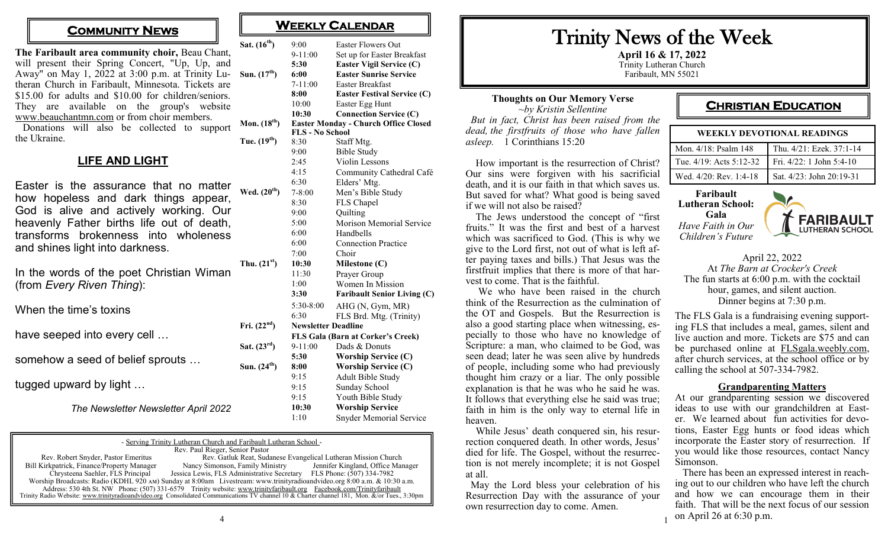## Community News

**The Faribault area community choir,** Beau Chant, will present their Spring Concert, "Up, Up, and Away" on May 1, 2022 at 3:00 p.m. at Trinity Lutheran Church in Faribault, Minnesota. Tickets are $15.00 for adults and $10.00 for children/seniors. They are available on the group's website www.beauchantmn.com or from choir members.

Donations will also be collected to support the Ukraine.

## LIFE AND LIGHT

Easter is the assurance that no matter how hopeless and dark things appear, God is alive and actively working. Our heavenly Father births life out of death, transforms brokenness into wholeness and shines light into darkness.

In the words of the poet Christian Wiman (from *Every Riven Thing*):

When the time's toxins

have seeped into every cell …

somehow a seed of belief sprouts …

tugged upward by light …

*The Newsletter Newsletter April 2022*

## Weekly Calendar

| Day | Time | Event |
|---|---|---|
| Sat. (16th) | 9:00 | Easter Flowers Out |
| | 9-11:00 | Set up for Easter Breakfast |
| | **5:30** | **Easter Vigil Service (C)** |
| Sun. (17th) | **6:00** | **Easter Sunrise Service** |
| | 7-11:00 | Easter Breakfast |
| | **8:00** | **Easter Festival Service (C)** |
| | 10:00 | Easter Egg Hunt |
| | **10:30** | **Connection Service (C)** |
| Mon. (18th) | **Easter Monday - Church Office Closed** | |
| | **FLS - No School** | |
| Tue. (19th) | 8:30 | Staff Mtg. |
| | 9:00 | Bible Study |
| | 2:45 | Violin Lessons |
| | 4:15 | Community Cathedral Café |
| | 6:30 | Elders' Mtg. |
| Wed. (20th) | 7-8:00 | Men's Bible Study |
| | 8:30 | FLS Chapel |
| | 9:00 | Quilting |
| | 5:00 | Morison Memorial Service |
| | 6:00 | Handbells |
| | 6:00 | Connection Practice |
| | 7:00 | Choir |
| Thu. (21st) | **10:30** | **Milestone (C)** |
| | 11:30 | Prayer Group |
| | 1:00 | Women In Mission |
| | **3:30** | **Faribault Senior Living (C)** |
| | 5:30-8:00 | AHG (N, Gym, MR) |
| | 6:30 | FLS Brd. Mtg. (Trinity) |
| Fri. (22nd) | **Newsletter Deadline** | |
| | **FLS Gala (Barn at Corker's Creek)** | |
| Sat. (23rd) | 9-11:00 | Dads & Donuts |
| | **5:30** | **Worship Service (C)** |
| Sun. (24th) | **8:00** | **Worship Service (C)** |
| | 9:15 | Adult Bible Study |
| | 9:15 | Sunday School |
| | 9:15 | Youth Bible Study |
| | **10:30** | **Worship Service** |
| | 1:10 | Snyder Memorial Service |

- Serving Trinity Lutheran Church and Faribault Lutheran School -

Rev. Paul Rieger, Senior Pastor

Rev. Robert Snyder, Pastor Emeritus — Rev. Gatluk Reat, Sudanese Evangelical Lutheran Mission Church

Bill Kirkpatrick, Finance/Property Manager — Nancy Simonson, Family Ministry — Jennifer Kingland, Office Manager

Chrysteena Saehler, FLS Principal — Jessica Lewis, FLS Administrative Secretary — FLS Phone: (507) 334-7982

Worship Broadcasts: Radio (KDHL 920 AM) Sunday at 8:00am Livestream: www.trinityradioandvideo.org 8:00 a.m. & 10:30 a.m.

Address: 530 4th St. NW Phone: (507) 331-6579 Trinity website: www.trinityfaribault.org Facebook.com/Trinityfaribault

Trinity Radio Website: www.trinityradioandvideo.org Consolidated Communications TV channel 10 & Charter channel 181, Mon. &/or Tues., 3:30pm

# Trinity News of the Week

**April 16 & 17, 2022**

Trinity Lutheran Church

Faribault, MN 55021

### Thoughts on Our Memory Verse

*~by Kristin Sellentine*

*But in fact, Christ has been raised from the dead, the firstfruits of those who have fallen asleep.* 1 Corinthians 15:20

How important is the resurrection of Christ? Our sins were forgiven with his sacrificial death, and it is our faith in that which saves us. But saved for what? What good is being saved if we will not also be raised?

The Jews understood the concept of "first fruits." It was the first and best of a harvest which was sacrificed to God. (This is why we give to the Lord first, not out of what is left after paying taxes and bills.) That Jesus was the firstfruit implies that there is more of that harvest to come. That is the faithful.

We who have been raised in the church think of the Resurrection as the culmination of the OT and Gospels. But the Resurrection is also a good starting place when witnessing, especially to those who have no knowledge of Scripture: a man, who claimed to be God, was seen dead; later he was seen alive by hundreds of people, including some who had previously thought him crazy or a liar. The only possible explanation is that he was who he said he was. It follows that everything else he said was true; faith in him is the only way to eternal life in heaven.

While Jesus' death conquered sin, his resurrection conquered death. In other words, Jesus' died for life. The Gospel, without the resurrection is not merely incomplete; it is not Gospel at all.

May the Lord bless your celebration of his Resurrection Day with the assurance of your own resurrection day to come. Amen.

## Christian Education

| WEEKLY DEVOTIONAL READINGS | |
|---|---|
| Mon. 4/18: Psalm 148 | Thu. 4/21: Ezek. 37:1-14 |
| Tue. 4/19: Acts 5:12-32 | Fri. 4/22: 1 John 5:4-10 |
| Wed. 4/20: Rev. 1:4-18 | Sat. 4/23: John 20:19-31 |

**Faribault Lutheran School: Gala**

*Have Faith in Our Children's Future*

FARIBAULT LUTHERAN SCHOOL

April 22, 2022

At *The Barn at Crocker's Creek*

The fun starts at 6:00 p.m. with the cocktail hour, games, and silent auction.

Dinner begins at 7:30 p.m.

The FLS Gala is a fundraising evening supporting FLS that includes a meal, games, silent and live auction and more. Tickets are $75 and can be purchased online at FLSgala.weebly.com, after church services, at the school office or by calling the school at 507-334-7982.

### Grandparenting Matters

At our grandparenting session we discovered ideas to use with our grandchildren at Easter. We learned about fun activities for devotions, Easter Egg hunts or food ideas which incorporate the Easter story of resurrection. If you would like those resources, contact Nancy Simonson.

There has been an expressed interest in reaching out to our children who have left the church and how we can encourage them in their faith. That will be the next focus of our session on April 26 at 6:30 p.m.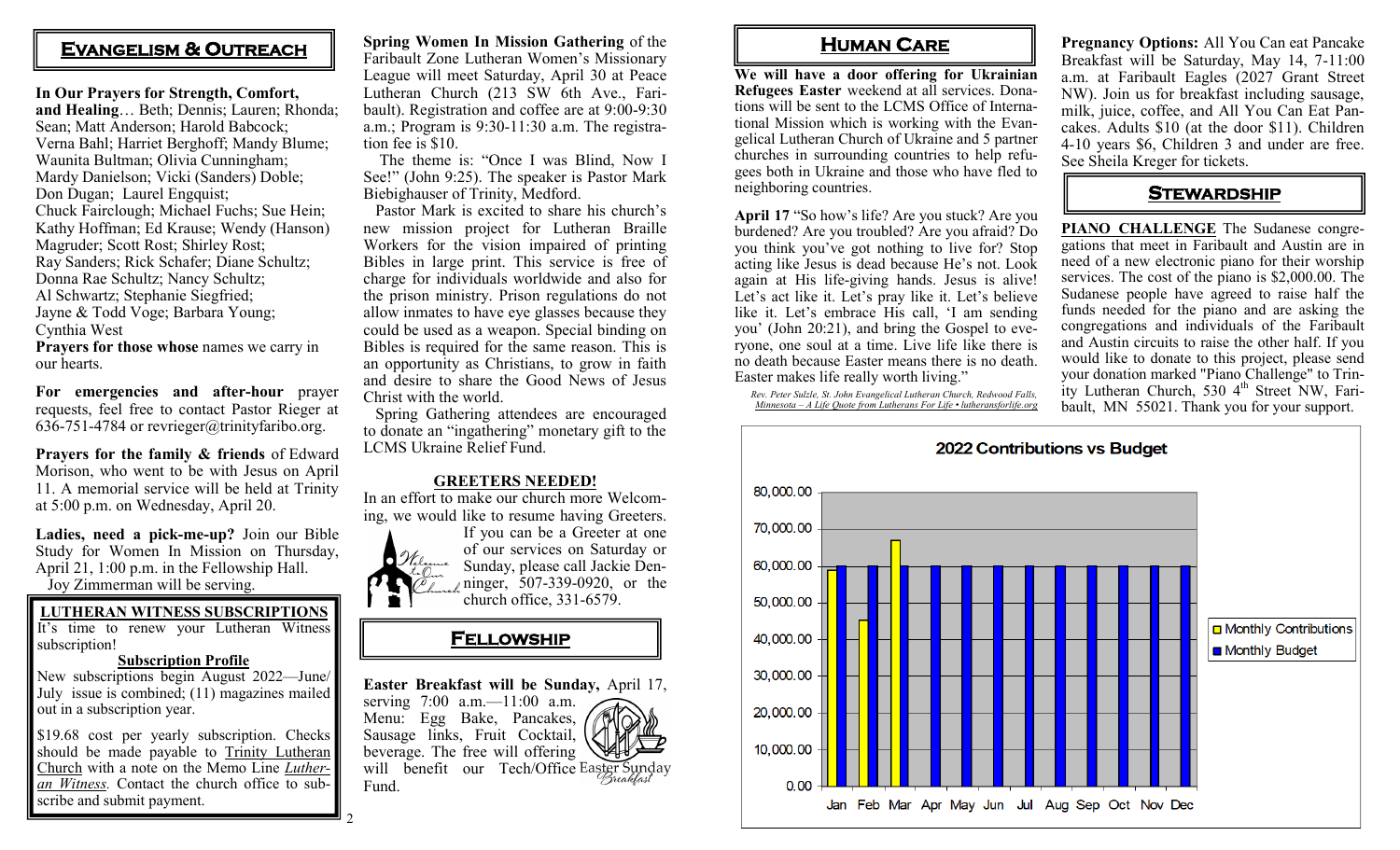## Evangelism & Outreach

**In Our Prayers for Strength, Comfort, and Healing**… Beth; Dennis; Lauren; Rhonda; Sean; Matt Anderson; Harold Babcock; Verna Bahl; Harriet Berghoff; Mandy Blume; Waunita Bultman; Olivia Cunningham; Mardy Danielson; Vicki (Sanders) Doble; Don Dugan; Laurel Engquist; Chuck Fairclough; Michael Fuchs; Sue Hein; Kathy Hoffman; Ed Krause; Wendy (Hanson) Magruder; Scott Rost; Shirley Rost; Ray Sanders; Rick Schafer; Diane Schultz; Donna Rae Schultz; Nancy Schultz; Al Schwartz; Stephanie Siegfried; Jayne & Todd Voge; Barbara Young; Cynthia West

**Prayers for those whose** names we carry in our hearts.

**For emergencies and after-hour** prayer requests, feel free to contact Pastor Rieger at 636-751-4784 or revrieger@trinityfaribo.org.

**Prayers for the family & friends** of Edward Morison, who went to be with Jesus on April 11. A memorial service will be held at Trinity at 5:00 p.m. on Wednesday, April 20.

**Ladies, need a pick-me-up?** Join our Bible Study for Women In Mission on Thursday, April 21, 1:00 p.m. in the Fellowship Hall. Joy Zimmerman will be serving.

**LUTHERAN WITNESS SUBSCRIPTIONS**

It's time to renew your Lutheran Witness subscription!

**Subscription Profile**

New subscriptions begin August 2022—June/July issue is combined; (11) magazines mailed out in a subscription year.

$19.68 cost per yearly subscription. Checks should be made payable to Trinity Lutheran Church with a note on the Memo Line *Lutheran Witness.* Contact the church office to subscribe and submit payment.

**Spring Women In Mission Gathering** of the Faribault Zone Lutheran Women's Missionary League will meet Saturday, April 30 at Peace Lutheran Church (213 SW 6th Ave., Faribault). Registration and coffee are at 9:00-9:30 a.m.; Program is 9:30-11:30 a.m. The registration fee is $10.

The theme is: "Once I was Blind, Now I See!" (John 9:25). The speaker is Pastor Mark Biebighauser of Trinity, Medford.

Pastor Mark is excited to share his church's new mission project for Lutheran Braille Workers for the vision impaired of printing Bibles in large print. This service is free of charge for individuals worldwide and also for the prison ministry. Prison regulations do not allow inmates to have eye glasses because they could be used as a weapon. Special binding on Bibles is required for the same reason. This is an opportunity as Christians, to grow in faith and desire to share the Good News of Jesus Christ with the world.

Spring Gathering attendees are encouraged to donate an "ingathering" monetary gift to the LCMS Ukraine Relief Fund.

**GREETERS NEEDED!**

In an effort to make our church more Welcoming, we would like to resume having Greeters. If you can be a Greeter at one of our services on Saturday or Sunday, please call Jackie Denninger, 507-339-0920, or the church office, 331-6579.

## Fellowship

**Easter Breakfast will be Sunday,** April 17, serving 7:00 a.m.—11:00 a.m. Menu: Egg Bake, Pancakes, Sausage links, Fruit Cocktail, beverage. The free will offering will benefit our Tech/Office Fund.

## Human Care

**We will have a door offering for Ukrainian Refugees Easter** weekend at all services. Donations will be sent to the LCMS Office of International Mission which is working with the Evangelical Lutheran Church of Ukraine and 5 partner churches in surrounding countries to help refugees both in Ukraine and those who have fled to neighboring countries.

**April 17** "So how's life? Are you stuck? Are you burdened? Are you troubled? Are you afraid? Do you think you've got nothing to live for? Stop acting like Jesus is dead because He's not. Look again at His life-giving hands. Jesus is alive! Let's act like it. Let's pray like it. Let's believe like it. Let's embrace His call, 'I am sending you' (John 20:21), and bring the Gospel to everyone, one soul at a time. Live life like there is no death because Easter means there is no death. Easter makes life really worth living."

*Rev. Peter Sulzle, St. John Evangelical Lutheran Church, Redwood Falls, Minnesota – A Life Quote from Lutherans For Life • lutheransforlife.org*

**Pregnancy Options:** All You Can eat Pancake Breakfast will be Saturday, May 14, 7-11:00 a.m. at Faribault Eagles (2027 Grant Street NW). Join us for breakfast including sausage, milk, juice, coffee, and All You Can Eat Pancakes. Adults $10 (at the door $11). Children 4-10 years $6, Children 3 and under are free. See Sheila Kreger for tickets.

## Stewardship

**PIANO CHALLENGE** The Sudanese congregations that meet in Faribault and Austin are in need of a new electronic piano for their worship services. The cost of the piano is $2,000.00. The Sudanese people have agreed to raise half the funds needed for the piano and are asking the congregations and individuals of the Faribault and Austin circuits to raise the other half. If you would like to donate to this project, please send your donation marked "Piano Challenge" to Trinity Lutheran Church, 530 4th Street NW, Faribault, MN 55021. Thank you for your support.

**2022 Contributions vs Budget**

80,000.00
70,000.00
60,000.00
50,000.00
40,000.00
30,000.00
20,000.00
10,000.00
0.00

Jan Feb Mar Apr May Jun Jul Aug Sep Oct Nov Dec

Monthly Contributions
Monthly Budget